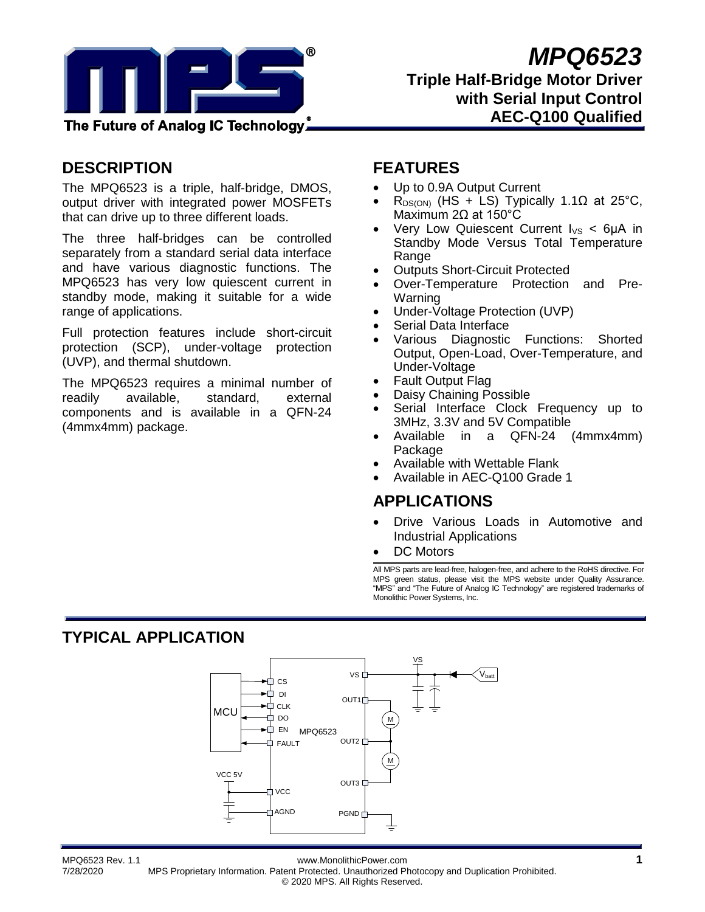# MPQ6523

## Triple Half-Bridge Motor Driver with Serial Input Control AEC-Q100 Qualified

## DESCRIPTION

The MPQ6523 is a triple, half-bridge, DMOS, output driver with integrated power MOSFETs that can drive up to three different loads.

The three half-bridges can be controlled separately from a standard serial data interface and have various diagnostic functions. The MPQ6523 has very low quiescent current in standby mode, making it suitable for a wide range of applications.

Full protection features include short-circuit protection (SCP), under-voltage protection (UVP), and thermal shutdown.

The MPQ6523 requires a minimal number of readily available, standard, external components and is available in a QFN-24 (4mmx4mm) package.

## FEATURES

- Up to 0.9A Output Current
- $R_{DS(ON)}$ (HS + LS) Typically 1.1Ω at 25°C, Maximum 2Ω at 150°C
- Very Low Quiescent Current $I_{VS}$ < 6µA in Standby Mode Versus Total Temperature Range
- Outputs Short-Circuit Protected
- Over-Temperature Protection and Pre-Warning
- Under-Voltage Protection (UVP)
- Serial Data Interface
- Various Diagnostic Functions: Shorted Output, Open-Load, Over-Temperature, and Under-Voltage
- Fault Output Flag
- Daisy Chaining Possible
- Serial Interface Clock Frequency up to 3MHz, 3.3V and 5V Compatible
- Available in a QFN-24 (4mmx4mm) Package
- Available with Wettable Flank
- Available in AEC-Q100 Grade 1

## APPLICATIONS

- Drive Various Loads in Automotive and Industrial Applications
- DC Motors

All MPS parts are lead-free, halogen-free, and adhere to the RoHS directive. For MPS green status, please visit the MPS website under Quality Assurance. "MPS" and "The Future of Analog IC Technology" are registered trademarks of Monolithic Power Systems, Inc.

## TYPICAL APPLICATION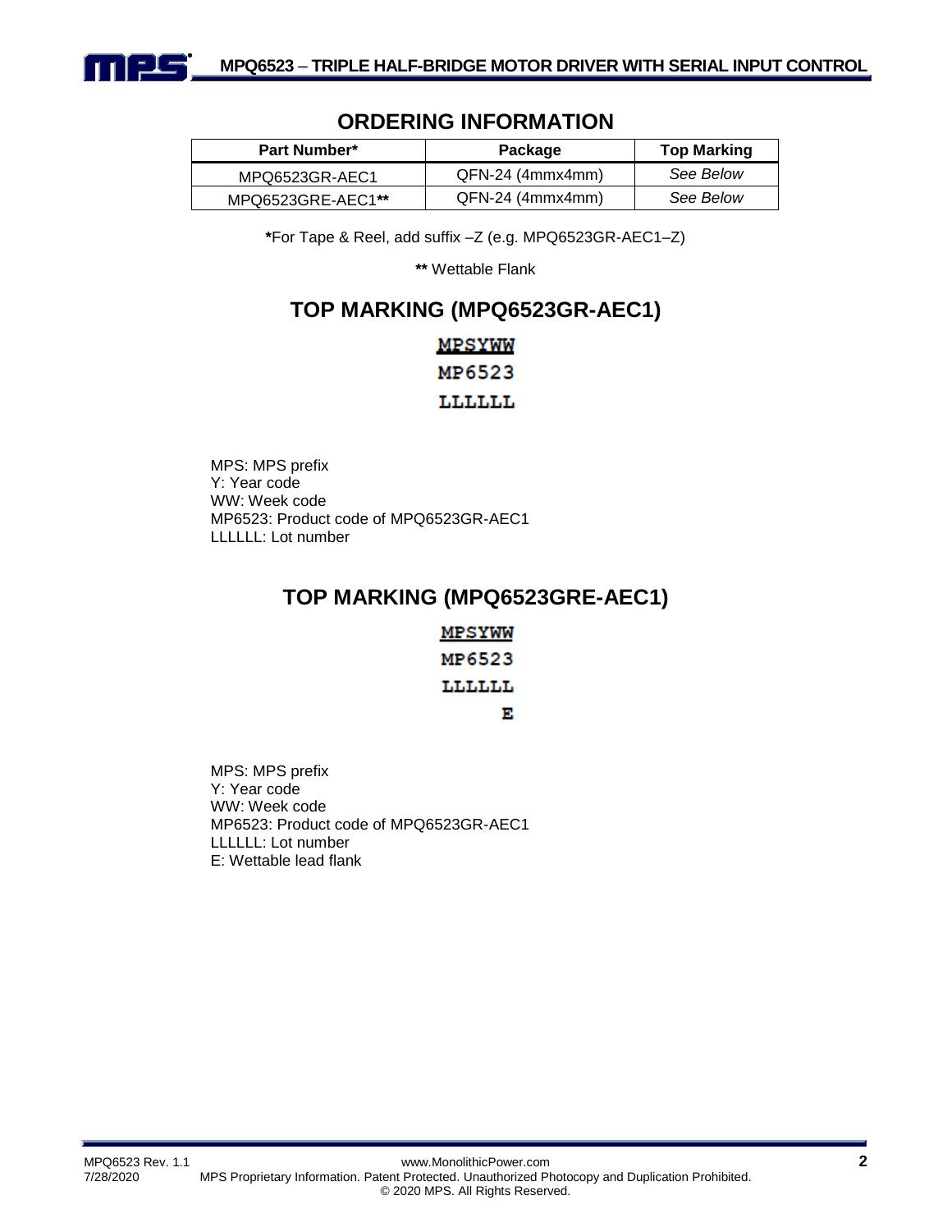## ORDERING INFORMATION

| Part Number* | Package | Top Marking |
|---|---|---|
| MPQ6523GR-AEC1 | QFN-24 (4mmx4mm) | *See Below* |
| MPQ6523GRE-AEC1** | QFN-24 (4mmx4mm) | *See Below* |

***For Tape & Reel, add suffix –Z (e.g. MPQ6523GR-AEC1–Z)

** Wettable Flank

## TOP MARKING (MPQ6523GR-AEC1)

<u>MPSYWW</u>
MP6523
LLLLLL

MPS: MPS prefix
Y: Year code
WW: Week code
MP6523: Product code of MPQ6523GR-AEC1
LLLLLL: Lot number

## TOP MARKING (MPQ6523GRE-AEC1)

<u>MPSYWW</u>
MP6523
LLLLLL
E

MPS: MPS prefix
Y: Year code
WW: Week code
MP6523: Product code of MPQ6523GR-AEC1
LLLLLL: Lot number
E: Wettable lead flank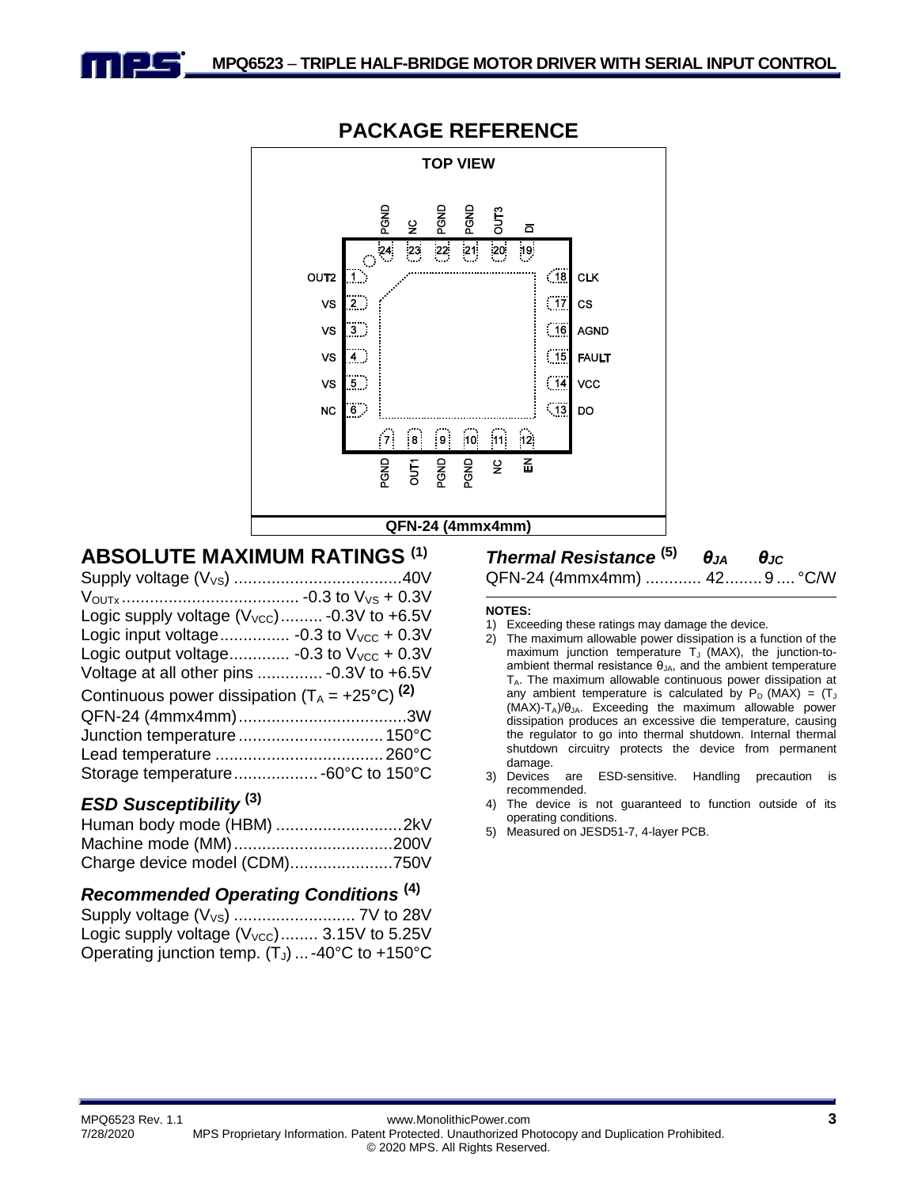## PACKAGE REFERENCE

TOP VIEW

| Pin | Name |
|---|---|
| 1 | OUT2 |
| 2 | VS |
| 3 | VS |
| 4 | VS |
| 5 | VS |
| 6 | NC |
| 7 | PGND |
| 8 | OUT1 |
| 9 | PGND |
| 10 | PGND |
| 11 | NC |
| 12 | EN |
| 13 | DO |
| 14 | VCC |
| 15 | FAULT |
| 16 | AGND |
| 17 | CS |
| 18 | CLK |
| 19 | DI |
| 20 | OUT3 |
| 21 | PGND |
| 22 | PGND |
| 23 | NC |
| 24 | PGND |

QFN-24 (4mmx4mm)

## ABSOLUTE MAXIMUM RATINGS [(1)]

Supply voltage ($V_{VS}$) ....................................40V
$V_{OUTx}$ ...................................... -0.3 to $V_{VS}$ + 0.3V
Logic supply voltage ($V_{VCC}$) ......... -0.3V to +6.5V
Logic input voltage ............... -0.3 to $V_{VCC}$ + 0.3V
Logic output voltage ............. -0.3 to $V_{VCC}$ + 0.3V
Voltage at all other pins .............. -0.3V to +6.5V
Continuous power dissipation ($T_A$ = +25°C) [(2)]
QFN-24 (4mmx4mm) ....................................3W
Junction temperature ............................... 150°C
Lead temperature .................................... 260°C
Storage temperature .................. -60°C to 150°C

### ESD Susceptibility [(3)]

Human body mode (HBM) ...........................2kV
Machine mode (MM) ..................................200V
Charge device model (CDM) ......................750V

### Recommended Operating Conditions [(4)]

Supply voltage ($V_{VS}$) .......................... 7V to 28V
Logic supply voltage ($V_{VCC}$) ........ 3.15V to 5.25V
Operating junction temp. ($T_J$) ... -40°C to +150°C

| *Thermal Resistance* [(5)] | $\theta_{JA}$ | $\theta_{JC}$ | |
|---|---|---|---|
| QFN-24 (4mmx4mm) | 42 | 9 | °C/W |

**NOTES:**

1) Exceeding these ratings may damage the device.
2) The maximum allowable power dissipation is a function of the maximum junction temperature $T_J$ (MAX), the junction-to-ambient thermal resistance $\theta_{JA}$, and the ambient temperature $T_A$. The maximum allowable continuous power dissipation at any ambient temperature is calculated by $P_D$ (MAX) = ($T_J$ (MAX)-$T_A$)/$\theta_{JA}$. Exceeding the maximum allowable power dissipation produces an excessive die temperature, causing the regulator to go into thermal shutdown. Internal thermal shutdown circuitry protects the device from permanent damage.
3) Devices are ESD-sensitive. Handling precaution is recommended.
4) The device is not guaranteed to function outside of its operating conditions.
5) Measured on JESD51-7, 4-layer PCB.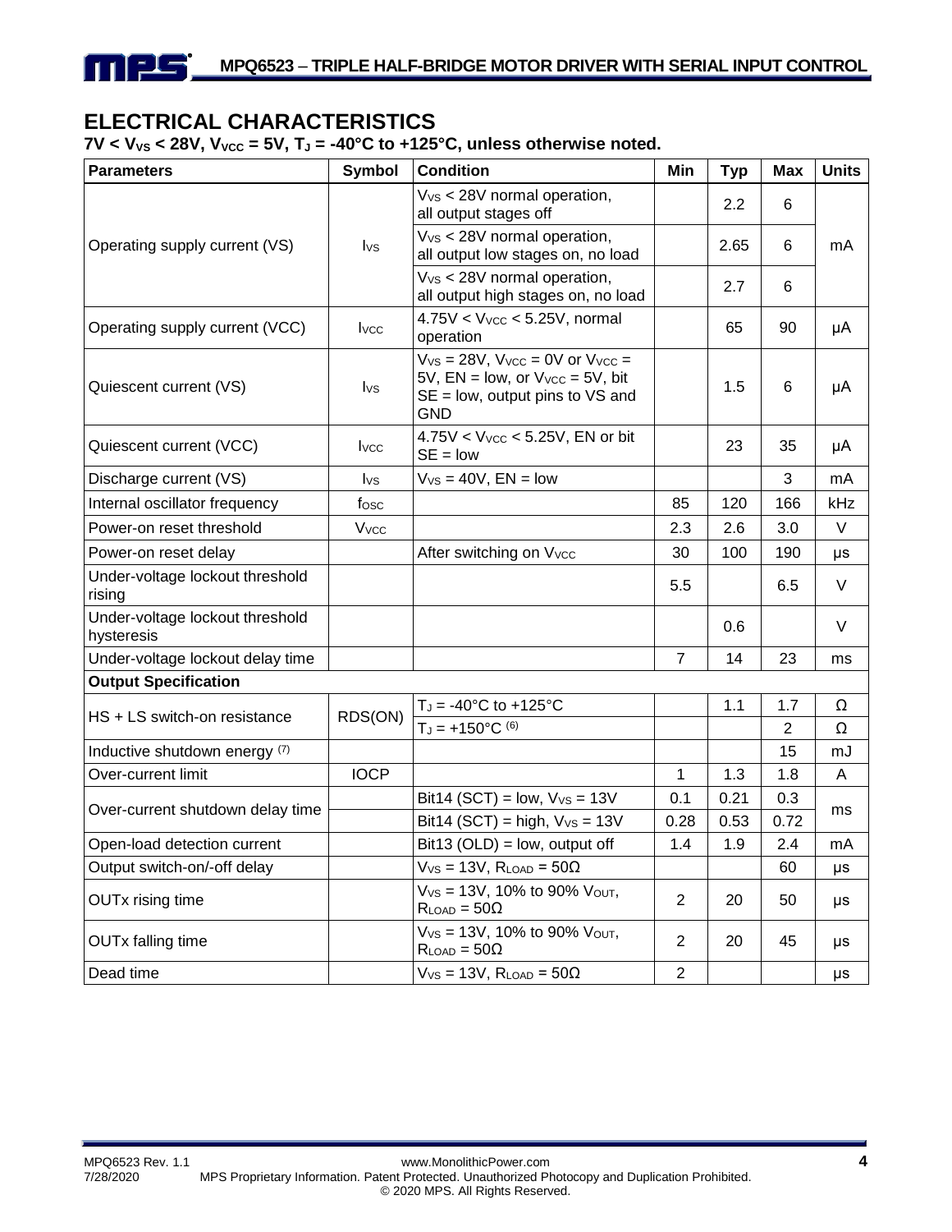## ELECTRICAL CHARACTERISTICS

**7V < $V_{VS}$ < 28V, $V_{VCC}$ = 5V, $T_J$ = -40°C to +125°C, unless otherwise noted.**

| Parameters | Symbol | Condition | Min | Typ | Max | Units |
|---|---|---|---|---|---|---|
| Operating supply current (VS) | $I_{VS}$ | $V_{VS}$ < 28V normal operation, all output stages off | | 2.2 | 6 | mA |
| | | $V_{VS}$ < 28V normal operation, all output low stages on, no load | | 2.65 | 6 | |
| | | $V_{VS}$ < 28V normal operation, all output high stages on, no load | | 2.7 | 6 | |
| Operating supply current (VCC) | $I_{VCC}$ | 4.75V < $V_{VCC}$ < 5.25V, normal operation | | 65 | 90 | µA |
| Quiescent current (VS) | $I_{VS}$ | $V_{VS}$ = 28V, $V_{VCC}$ = 0V or $V_{VCC}$ = 5V, EN = low, or $V_{VCC}$ = 5V, bit SE = low, output pins to VS and GND | | 1.5 | 6 | µA |
| Quiescent current (VCC) | $I_{VCC}$ | 4.75V < $V_{VCC}$ < 5.25V, EN or bit SE = low | | 23 | 35 | µA |
| Discharge current (VS) | $I_{VS}$ | $V_{VS}$ = 40V, EN = low | | | 3 | mA |
| Internal oscillator frequency | $f_{OSC}$ | | 85 | 120 | 166 | kHz |
| Power-on reset threshold | $V_{VCC}$ | | 2.3 | 2.6 | 3.0 | V |
| Power-on reset delay | | After switching on $V_{VCC}$ | 30 | 100 | 190 | µs |
| Under-voltage lockout threshold rising | | | 5.5 | | 6.5 | V |
| Under-voltage lockout threshold hysteresis | | | | 0.6 | | V |
| Under-voltage lockout delay time | | | 7 | 14 | 23 | ms |
| **Output Specification** | | | | | | |
| HS + LS switch-on resistance | RDS(ON) | $T_J$ = -40°C to +125°C | | 1.1 | 1.7 | Ω |
| | | $T_J$ = +150°C (6) | | | 2 | Ω |
| Inductive shutdown energy (7) | | | | | 15 | mJ |
| Over-current limit | IOCP | | 1 | 1.3 | 1.8 | A |
| Over-current shutdown delay time | | Bit14 (SCT) = low, $V_{VS}$ = 13V | 0.1 | 0.21 | 0.3 | ms |
| | | Bit14 (SCT) = high, $V_{VS}$ = 13V | 0.28 | 0.53 | 0.72 | |
| Open-load detection current | | Bit13 (OLD) = low, output off | 1.4 | 1.9 | 2.4 | mA |
| Output switch-on/-off delay | | $V_{VS}$ = 13V, $R_{LOAD}$ = 50Ω | | | 60 | µs |
| OUTx rising time | | $V_{VS}$ = 13V, 10% to 90% $V_{OUT}$, $R_{LOAD}$ = 50Ω | 2 | 20 | 50 | µs |
| OUTx falling time | | $V_{VS}$ = 13V, 10% to 90% $V_{OUT}$, $R_{LOAD}$ = 50Ω | 2 | 20 | 45 | µs |
| Dead time | | $V_{VS}$ = 13V, $R_{LOAD}$ = 50Ω | 2 | | | µs |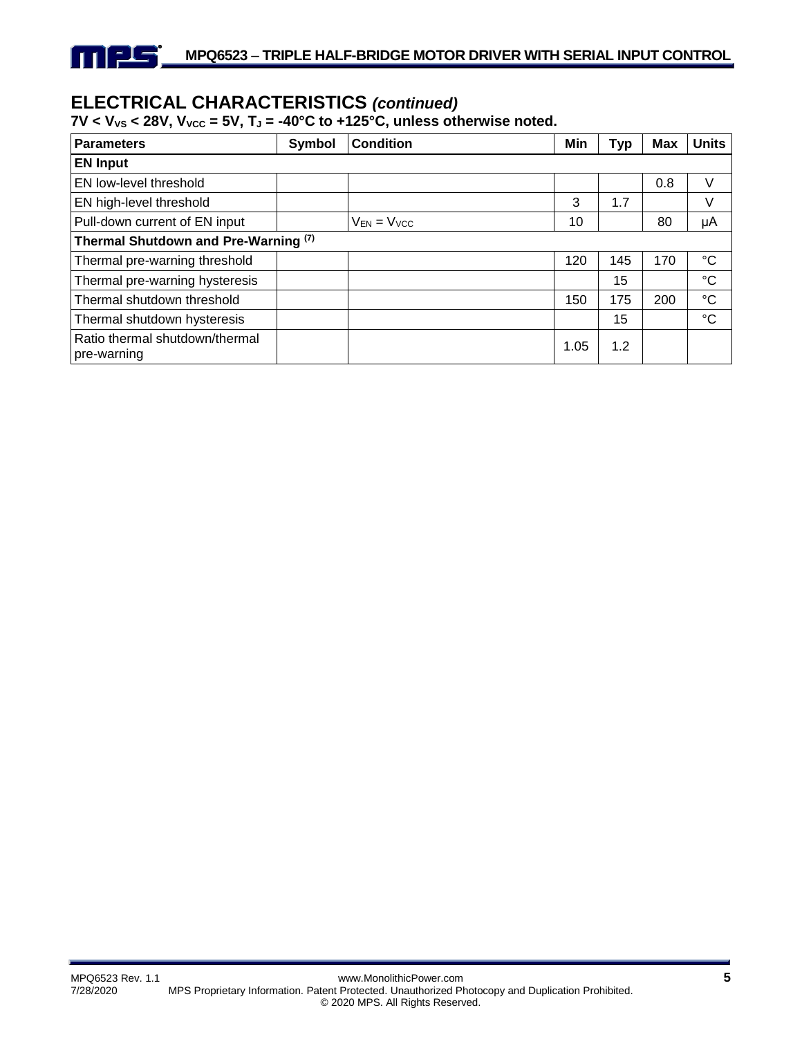## ELECTRICAL CHARACTERISTICS *(continued)*

**7V < $V_{VS}$ < 28V, $V_{VCC}$ = 5V, $T_J$ = -40°C to +125°C, unless otherwise noted.**

| Parameters | Symbol | Condition | Min | Typ | Max | Units |
|---|---|---|---|---|---|---|
| **EN Input** | | | | | | |
| EN low-level threshold | | | | | 0.8 | V |
| EN high-level threshold | | | 3 | 1.7 | | V |
| Pull-down current of EN input | | $V_{EN}$ = $V_{VCC}$ | 10 | | 80 | μA |
| **Thermal Shutdown and Pre-Warning (7)** | | | | | | |
| Thermal pre-warning threshold | | | 120 | 145 | 170 | °C |
| Thermal pre-warning hysteresis | | | | 15 | | °C |
| Thermal shutdown threshold | | | 150 | 175 | 200 | °C |
| Thermal shutdown hysteresis | | | | 15 | | °C |
| Ratio thermal shutdown/thermal pre-warning | | | 1.05 | 1.2 | | |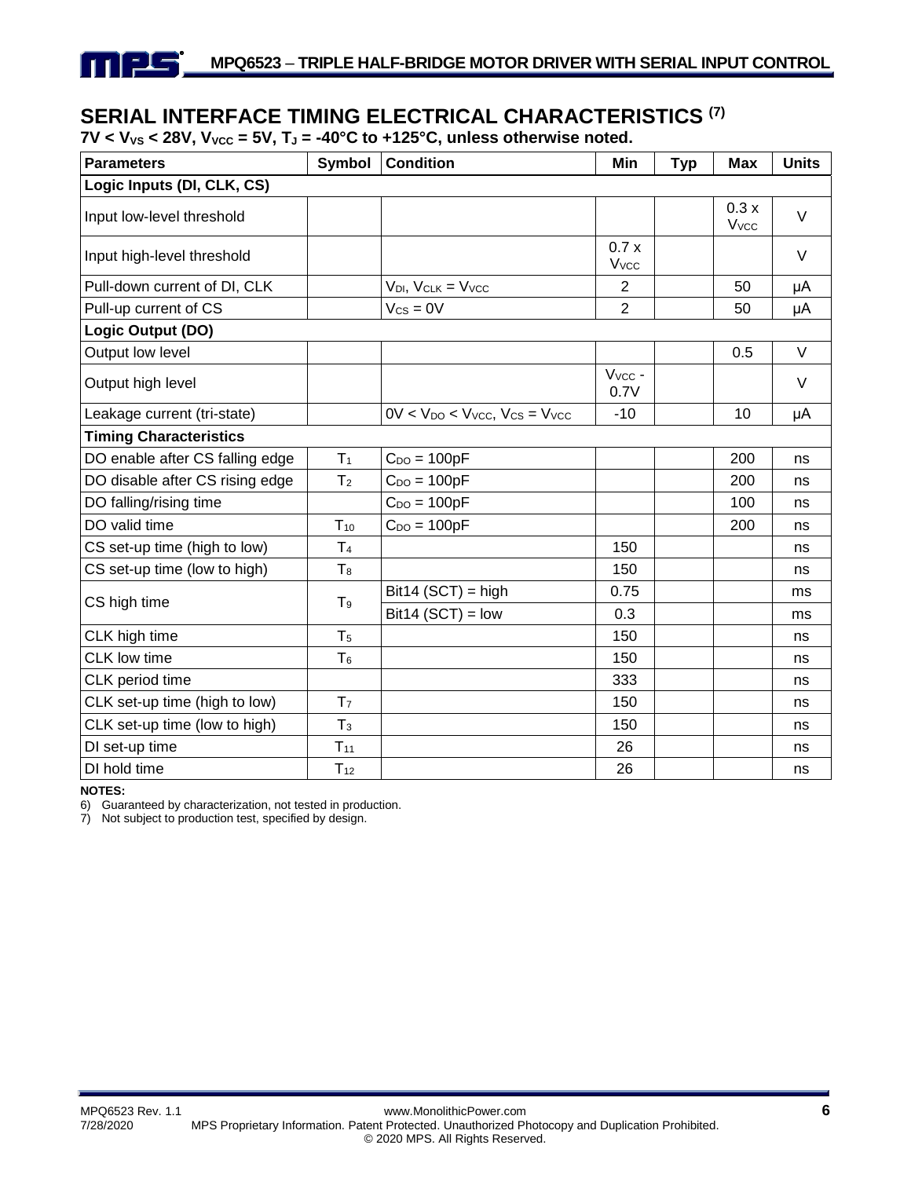## SERIAL INTERFACE TIMING ELECTRICAL CHARACTERISTICS [7]

**7V < $V_{VS}$ < 28V, $V_{VCC}$ = 5V, $T_J$ = -40°C to +125°C, unless otherwise noted.**

| Parameters | Symbol | Condition | Min | Typ | Max | Units |
|---|---|---|---|---|---|---|
| **Logic Inputs (DI, CLK, CS)** | | | | | | |
| Input low-level threshold | | | | | 0.3 x $V_{VCC}$ | V |
| Input high-level threshold | | | 0.7 x $V_{VCC}$ | | | V |
| Pull-down current of DI, CLK | | $V_{DI}$, $V_{CLK}$ = $V_{VCC}$ | 2 | | 50 | μA |
| Pull-up current of CS | | $V_{CS}$ = 0V | 2 | | 50 | μA |
| **Logic Output (DO)** | | | | | | |
| Output low level | | | | | 0.5 | V |
| Output high level | | | $V_{VCC}$ - 0.7V | | | V |
| Leakage current (tri-state) | | 0V < $V_{DO}$ < $V_{VCC}$, $V_{CS}$ = $V_{VCC}$ | -10 | | 10 | μA |
| **Timing Characteristics** | | | | | | |
| DO enable after CS falling edge | $T_1$ | $C_{DO}$ = 100pF | | | 200 | ns |
| DO disable after CS rising edge | $T_2$ | $C_{DO}$ = 100pF | | | 200 | ns |
| DO falling/rising time | | $C_{DO}$ = 100pF | | | 100 | ns |
| DO valid time | $T_{10}$ | $C_{DO}$ = 100pF | | | 200 | ns |
| CS set-up time (high to low) | $T_4$ | | 150 | | | ns |
| CS set-up time (low to high) | $T_8$ | | 150 | | | ns |
| CS high time | $T_9$ | Bit14 (SCT) = high | 0.75 | | | ms |
| | | Bit14 (SCT) = low | 0.3 | | | ms |
| CLK high time | $T_5$ | | 150 | | | ns |
| CLK low time | $T_6$ | | 150 | | | ns |
| CLK period time | | | 333 | | | ns |
| CLK set-up time (high to low) | $T_7$ | | 150 | | | ns |
| CLK set-up time (low to high) | $T_3$ | | 150 | | | ns |
| DI set-up time | $T_{11}$ | | 26 | | | ns |
| DI hold time | $T_{12}$ | | 26 | | | ns |

**NOTES:**

6) Guaranteed by characterization, not tested in production.

7) Not subject to production test, specified by design.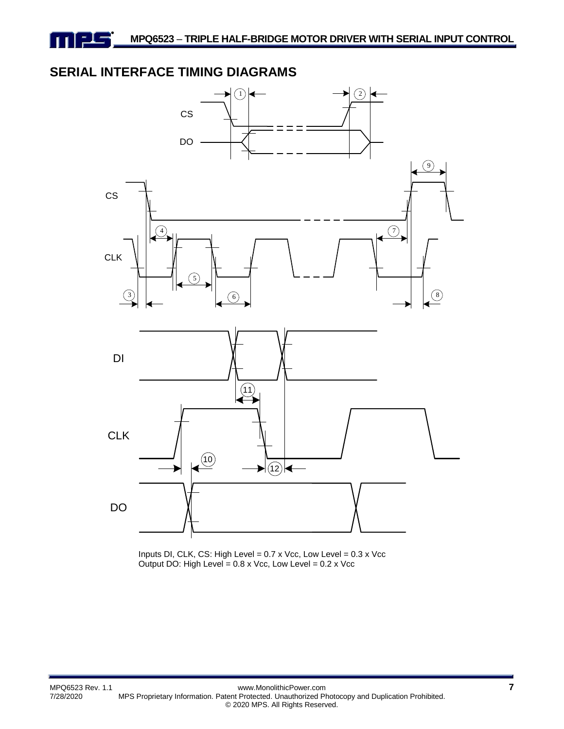## SERIAL INTERFACE TIMING DIAGRAMS

Inputs DI, CLK, CS: High Level = 0.7 x Vcc, Low Level = 0.3 x Vcc
Output DO: High Level = 0.8 x Vcc, Low Level = 0.2 x Vcc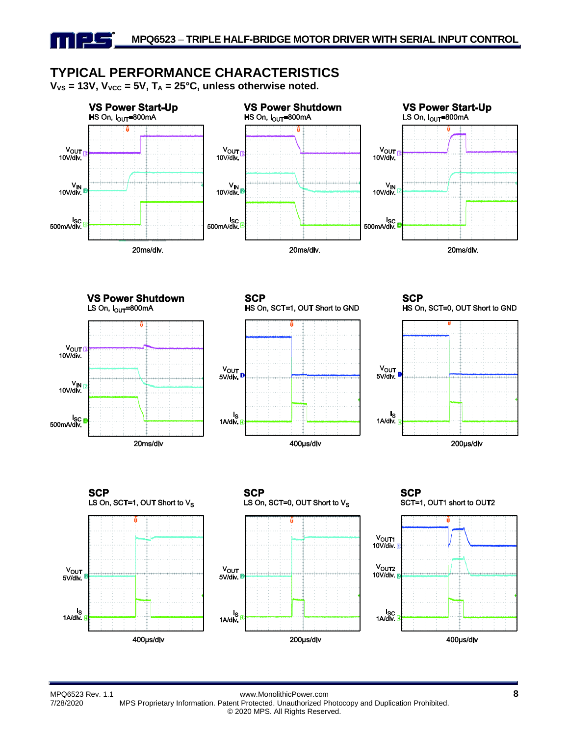## TYPICAL PERFORMANCE CHARACTERISTICS

**$V_{VS}$ = 13V, $V_{VCC}$ = 5V, $T_A$ = 25°C, unless otherwise noted.**

**VS Power Start-Up**
HS On, $I_{OUT}$=800mA

$V_{OUT}$ 10V/div.
$V_{IN}$ 10V/div.
$I_{SC}$ 500mA/div.
20ms/div.

**VS Power Shutdown**
HS On, $I_{OUT}$=800mA

$V_{OUT}$ 10V/div.
$V_{IN}$ 10V/div.
$I_{SC}$ 500mA/div.
20ms/div.

**VS Power Start-Up**
LS On, $I_{OUT}$=800mA

$V_{OUT}$ 10V/div.
$V_{IN}$ 10V/div.
$I_{SC}$ 500mA/div.
20ms/div.

**VS Power Shutdown**
LS On, $I_{OUT}$=800mA

$V_{OUT}$ 10V/div.
$V_{IN}$ 10V/div.
$I_{SC}$ 500mA/div.
20ms/div

**SCP**
HS On, SCT=1, OUT Short to GND

$V_{OUT}$ 5V/div.
$I_S$ 1A/div.
400µs/div

**SCP**
HS On, SCT=0, OUT Short to GND

$V_{OUT}$ 5V/div.
$I_S$ 1A/div.
200µs/div

**SCP**
LS On, SCT=1, OUT Short to $V_S$

$V_{OUT}$ 5V/div.
$I_S$ 1A/div.
400µs/div

**SCP**
LS On, SCT=0, OUT Short to $V_S$

$V_{OUT}$ 5V/div.
$I_S$ 1A/div.
200µs/div

**SCP**
SCT=1, OUT1 short to OUT2

$V_{OUT1}$ 10V/div.
$V_{OUT2}$ 10V/div.
$I_{SC}$ 1A/div.
400µs/div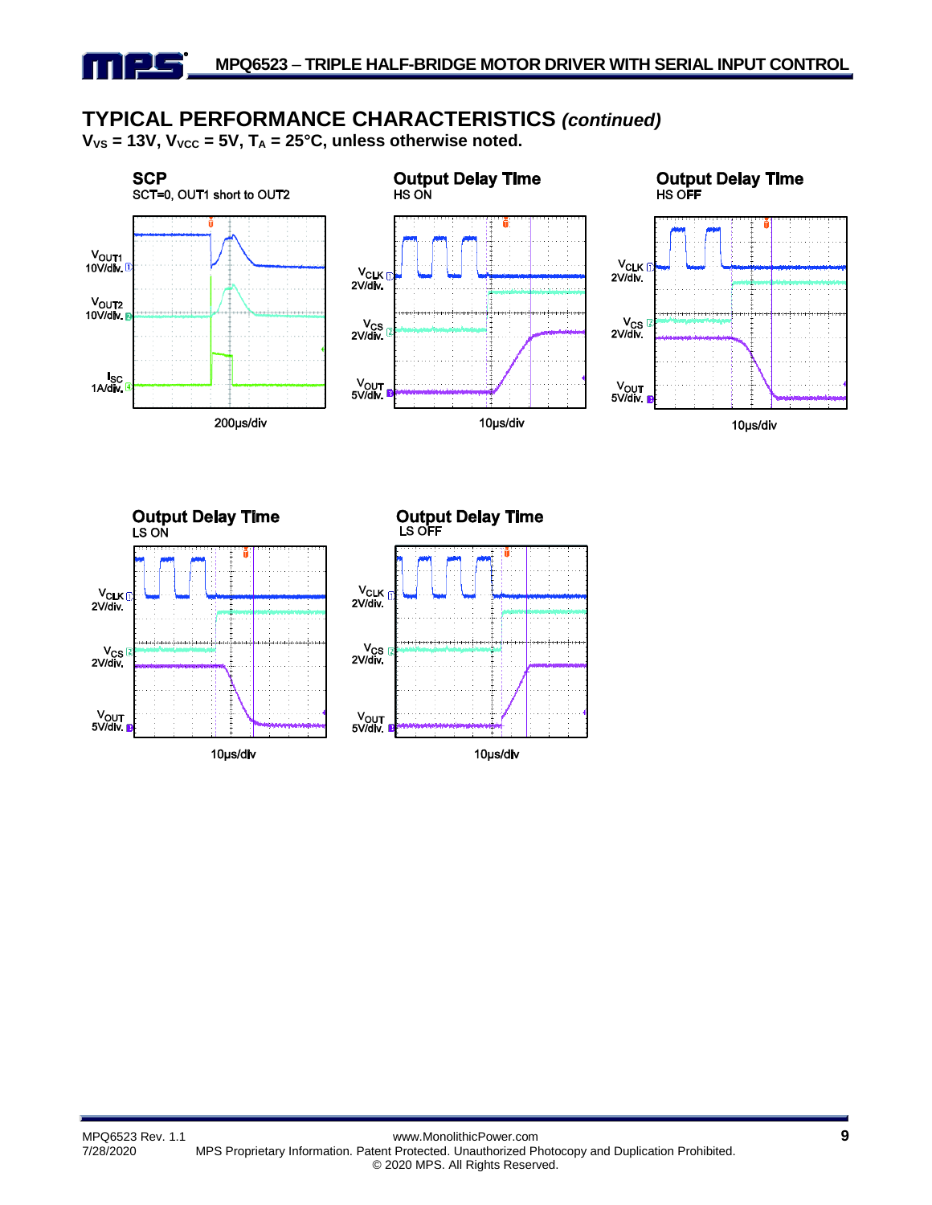## TYPICAL PERFORMANCE CHARACTERISTICS *(continued)*

**$V_{VS}$ = 13V, $V_{VCC}$ = 5V, $T_A$ = 25°C, unless otherwise noted.**

**SCP**
SCT=0, OUT1 short to OUT2

$V_{OUT1}$ 10V/div.
$V_{OUT2}$ 10V/div.
$I_{SC}$ 1A/div.
200µs/div

**Output Delay Time**
HS ON

$V_{CLK}$ 2V/div.
$V_{CS}$ 2V/div.
$V_{OUT}$ 5V/div.
10µs/div

**Output Delay Time**
HS OFF

$V_{CLK}$ 2V/div.
$V_{CS}$ 2V/div.
$V_{OUT}$ 5V/div.
10µs/div

**Output Delay Time**
LS ON

$V_{CLK}$ 2V/div.
$V_{CS}$ 2V/div.
$V_{OUT}$ 5V/div.
10µs/div

**Output Delay Time**
LS OFF

$V_{CLK}$ 2V/div.
$V_{CS}$ 2V/div.
$V_{OUT}$ 5V/div.
10µs/div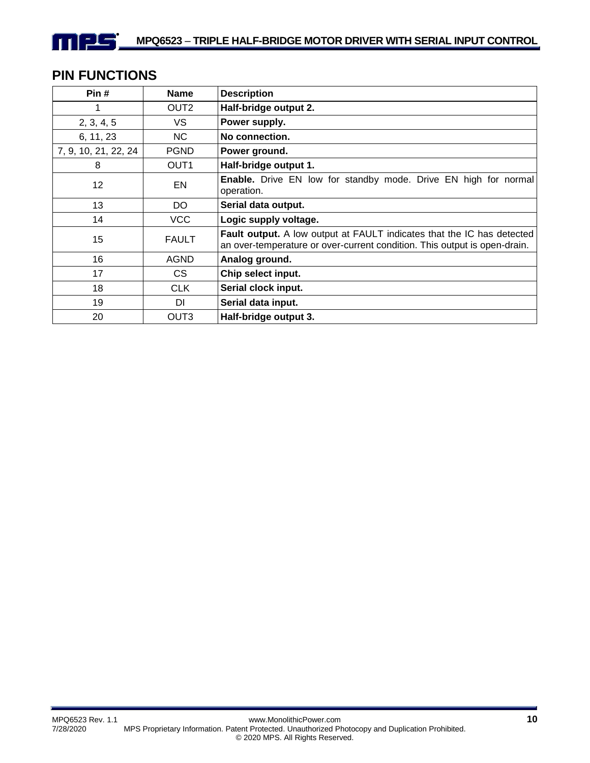## PIN FUNCTIONS

| Pin # | Name | Description |
|---|---|---|
| 1 | OUT2 | **Half-bridge output 2.** |
| 2, 3, 4, 5 | VS | **Power supply.** |
| 6, 11, 23 | NC | **No connection.** |
| 7, 9, 10, 21, 22, 24 | PGND | **Power ground.** |
| 8 | OUT1 | **Half-bridge output 1.** |
| 12 | EN | **Enable.** Drive EN low for standby mode. Drive EN high for normal operation. |
| 13 | DO | **Serial data output.** |
| 14 | VCC | **Logic supply voltage.** |
| 15 | FAULT | **Fault output.** A low output at FAULT indicates that the IC has detected an over-temperature or over-current condition. This output is open-drain. |
| 16 | AGND | **Analog ground.** |
| 17 | CS | **Chip select input.** |
| 18 | CLK | **Serial clock input.** |
| 19 | DI | **Serial data input.** |
| 20 | OUT3 | **Half-bridge output 3.** |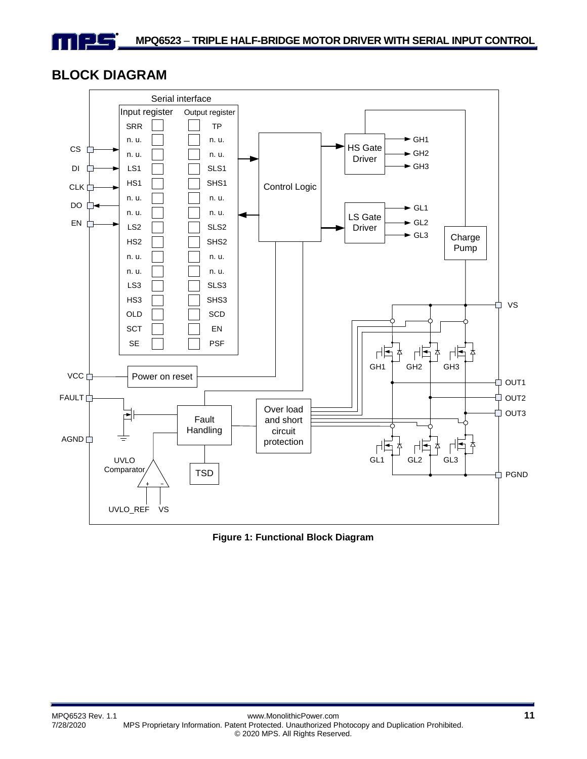## BLOCK DIAGRAM

Figure 1: Functional Block Diagram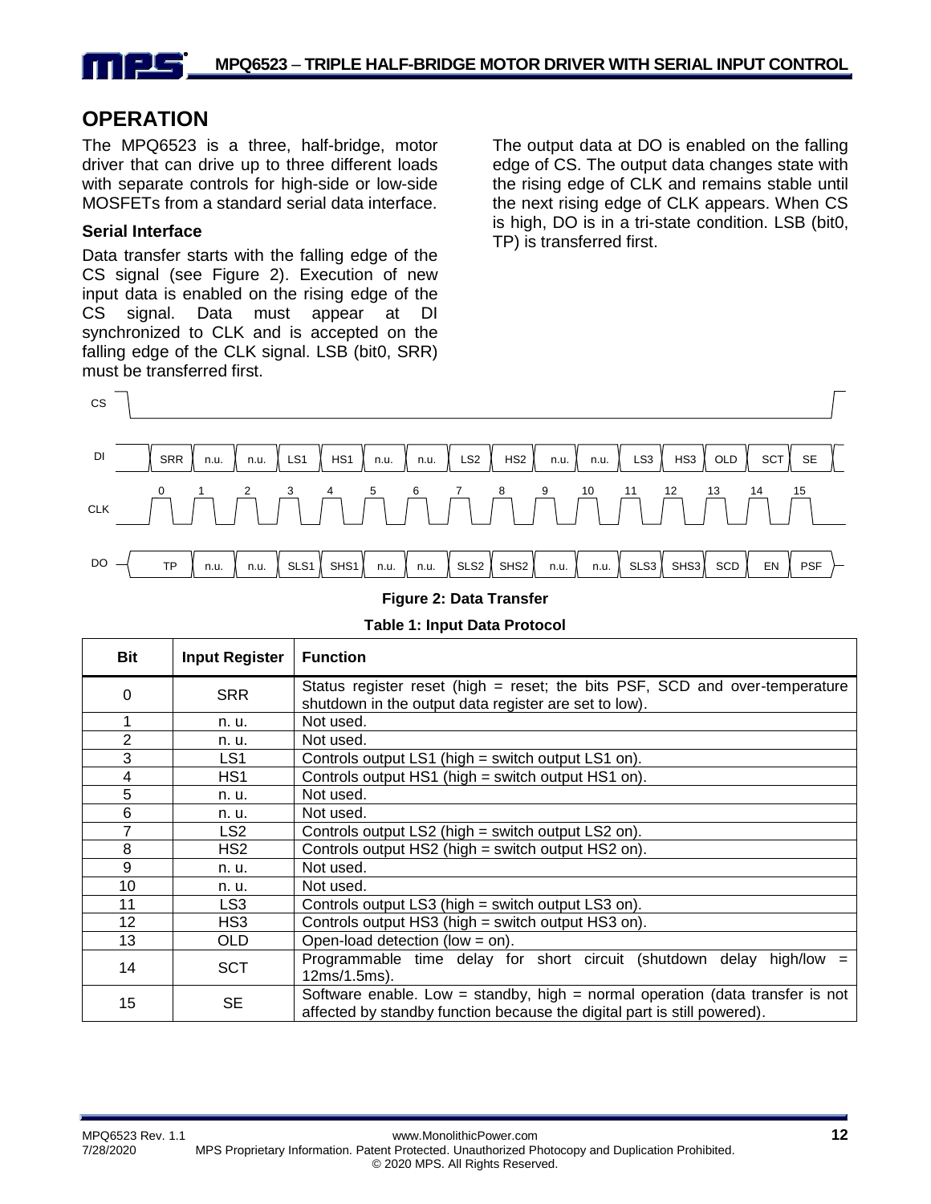## OPERATION

The MPQ6523 is a three, half-bridge, motor driver that can drive up to three different loads with separate controls for high-side or low-side MOSFETs from a standard serial data interface.

### Serial Interface

Data transfer starts with the falling edge of the CS signal (see Figure 2). Execution of new input data is enabled on the rising edge of the CS signal. Data must appear at DI synchronized to CLK and is accepted on the falling edge of the CLK signal. LSB (bit0, SRR) must be transferred first.

The output data at DO is enabled on the falling edge of CS. The output data changes state with the rising edge of CLK and remains stable until the next rising edge of CLK appears. When CS is high, DO is in a tri-state condition. LSB (bit0, TP) is transferred first.

| CLK | 0 | 1 | 2 | 3 | 4 | 5 | 6 | 7 | 8 | 9 | 10 | 11 | 12 | 13 | 14 | 15 |
|---|---|---|---|---|---|---|---|---|---|---|---|---|---|---|---|---|
| DI | SRR | n.u. | n.u. | LS1 | HS1 | n.u. | n.u. | LS2 | HS2 | n.u. | n.u. | LS3 | HS3 | OLD | SCT | SE |
| DO | TP | n.u. | n.u. | SLS1 | SHS1 | n.u. | n.u. | SLS2 | SHS2 | n.u. | n.u. | SLS3 | SHS3 | SCD | EN | PSF |

**Figure 2: Data Transfer**

**Table 1: Input Data Protocol**

| Bit | Input Register | Function |
|---|---|---|
| 0 | SRR | Status register reset (high = reset; the bits PSF, SCD and over-temperature shutdown in the output data register are set to low). |
| 1 | n. u. | Not used. |
| 2 | n. u. | Not used. |
| 3 | LS1 | Controls output LS1 (high = switch output LS1 on). |
| 4 | HS1 | Controls output HS1 (high = switch output HS1 on). |
| 5 | n. u. | Not used. |
| 6 | n. u. | Not used. |
| 7 | LS2 | Controls output LS2 (high = switch output LS2 on). |
| 8 | HS2 | Controls output HS2 (high = switch output HS2 on). |
| 9 | n. u. | Not used. |
| 10 | n. u. | Not used. |
| 11 | LS3 | Controls output LS3 (high = switch output LS3 on). |
| 12 | HS3 | Controls output HS3 (high = switch output HS3 on). |
| 13 | OLD | Open-load detection (low = on). |
| 14 | SCT | Programmable time delay for short circuit (shutdown delay high/low = 12ms/1.5ms). |
| 15 | SE | Software enable. Low = standby, high = normal operation (data transfer is not affected by standby function because the digital part is still powered). |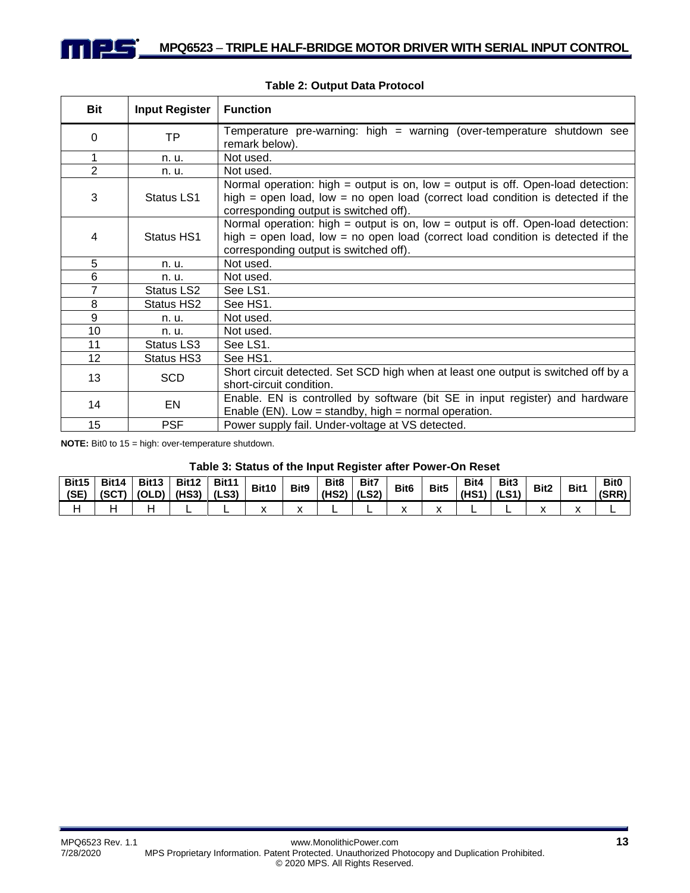**Table 2: Output Data Protocol**

| Bit | Input Register | Function |
|---|---|---|
| 0 | TP | Temperature pre-warning: high = warning (over-temperature shutdown see remark below). |
| 1 | n. u. | Not used. |
| 2 | n. u. | Not used. |
| 3 | Status LS1 | Normal operation: high = output is on, low = output is off. Open-load detection: high = open load, low = no open load (correct load condition is detected if the corresponding output is switched off). |
| 4 | Status HS1 | Normal operation: high = output is on, low = output is off. Open-load detection: high = open load, low = no open load (correct load condition is detected if the corresponding output is switched off). |
| 5 | n. u. | Not used. |
| 6 | n. u. | Not used. |
| 7 | Status LS2 | See LS1. |
| 8 | Status HS2 | See HS1. |
| 9 | n. u. | Not used. |
| 10 | n. u. | Not used. |
| 11 | Status LS3 | See LS1. |
| 12 | Status HS3 | See HS1. |
| 13 | SCD | Short circuit detected. Set SCD high when at least one output is switched off by a short-circuit condition. |
| 14 | EN | Enable. EN is controlled by software (bit SE in input register) and hardware Enable (EN). Low = standby, high = normal operation. |
| 15 | PSF | Power supply fail. Under-voltage at VS detected. |

**NOTE:** Bit0 to 15 = high: over-temperature shutdown.

**Table 3: Status of the Input Register after Power-On Reset**

| Bit15 (SE) | Bit14 (SCT) | Bit13 (OLD) | Bit12 (HS3) | Bit11 (LS3) | Bit10 | Bit9 | Bit8 (HS2) | Bit7 (LS2) | Bit6 | Bit5 | Bit4 (HS1) | Bit3 (LS1) | Bit2 | Bit1 | Bit0 (SRR) |
|---|---|---|---|---|---|---|---|---|---|---|---|---|---|---|---|
| H | H | H | L | L | x | x | L | L | x | x | L | L | x | x | L |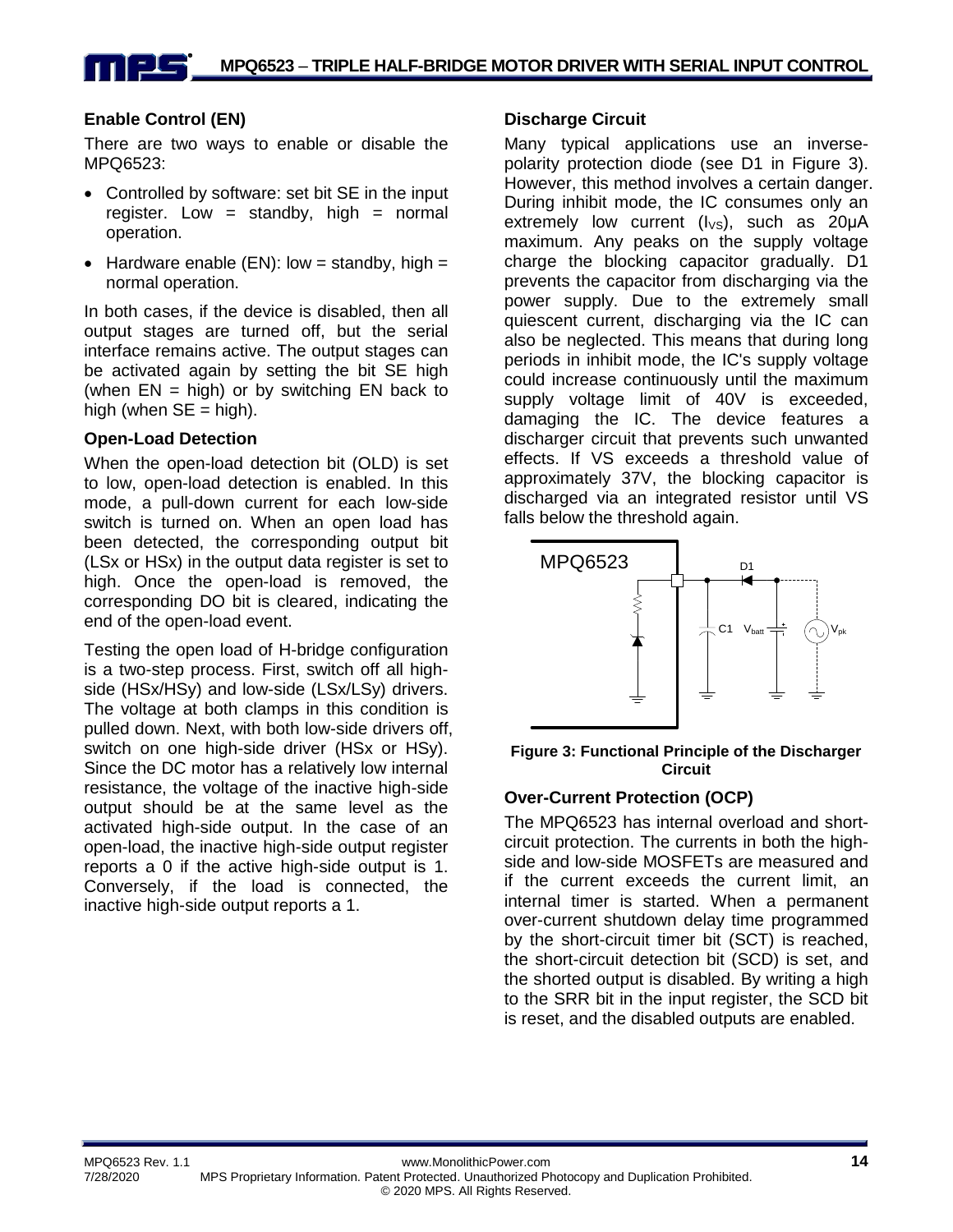### Enable Control (EN)

There are two ways to enable or disable the MPQ6523:

- Controlled by software: set bit SE in the input register. Low = standby, high = normal operation.
- Hardware enable (EN): low = standby, high = normal operation.

In both cases, if the device is disabled, then all output stages are turned off, but the serial interface remains active. The output stages can be activated again by setting the bit SE high (when EN = high) or by switching EN back to high (when SE = high).

### Open-Load Detection

When the open-load detection bit (OLD) is set to low, open-load detection is enabled. In this mode, a pull-down current for each low-side switch is turned on. When an open load has been detected, the corresponding output bit (LSx or HSx) in the output data register is set to high. Once the open-load is removed, the corresponding DO bit is cleared, indicating the end of the open-load event.

Testing the open load of H-bridge configuration is a two-step process. First, switch off all high-side (HSx/HSy) and low-side (LSx/LSy) drivers. The voltage at both clamps in this condition is pulled down. Next, with both low-side drivers off, switch on one high-side driver (HSx or HSy). Since the DC motor has a relatively low internal resistance, the voltage of the inactive high-side output should be at the same level as the activated high-side output. In the case of an open-load, the inactive high-side output register reports a 0 if the active high-side output is 1. Conversely, if the load is connected, the inactive high-side output reports a 1.

### Discharge Circuit

Many typical applications use an inverse-polarity protection diode (see D1 in Figure 3). However, this method involves a certain danger. During inhibit mode, the IC consumes only an extremely low current ($I_{VS}$), such as 20µA maximum. Any peaks on the supply voltage charge the blocking capacitor gradually. D1 prevents the capacitor from discharging via the power supply. Due to the extremely small quiescent current, discharging via the IC can also be neglected. This means that during long periods in inhibit mode, the IC's supply voltage could increase continuously until the maximum supply voltage limit of 40V is exceeded, damaging the IC. The device features a discharger circuit that prevents such unwanted effects. If VS exceeds a threshold value of approximately 37V, the blocking capacitor is discharged via an integrated resistor until VS falls below the threshold again.

**Figure 3: Functional Principle of the Discharger Circuit**

### Over-Current Protection (OCP)

The MPQ6523 has internal overload and short-circuit protection. The currents in both the high-side and low-side MOSFETs are measured and if the current exceeds the current limit, an internal timer is started. When a permanent over-current shutdown delay time programmed by the short-circuit timer bit (SCT) is reached, the short-circuit detection bit (SCD) is set, and the shorted output is disabled. By writing a high to the SRR bit in the input register, the SCD bit is reset, and the disabled outputs are enabled.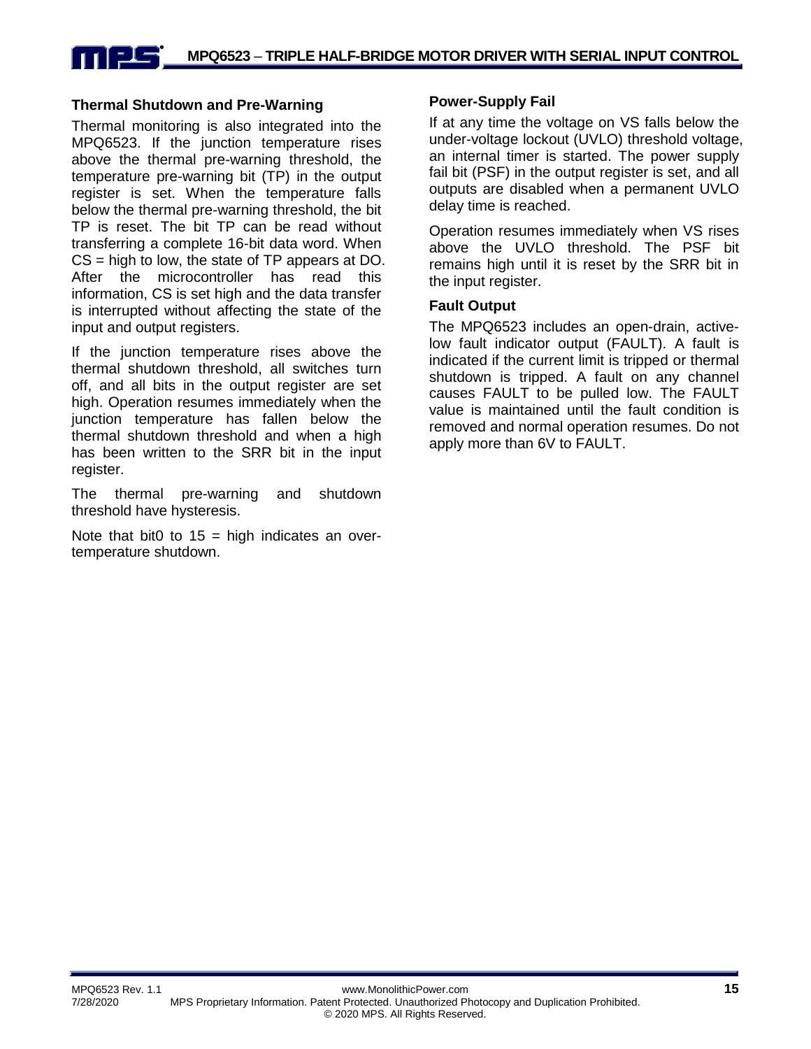### Thermal Shutdown and Pre-Warning

Thermal monitoring is also integrated into the MPQ6523. If the junction temperature rises above the thermal pre-warning threshold, the temperature pre-warning bit (TP) in the output register is set. When the temperature falls below the thermal pre-warning threshold, the bit TP is reset. The bit TP can be read without transferring a complete 16-bit data word. When CS = high to low, the state of TP appears at DO. After the microcontroller has read this information, CS is set high and the data transfer is interrupted without affecting the state of the input and output registers.

If the junction temperature rises above the thermal shutdown threshold, all switches turn off, and all bits in the output register are set high. Operation resumes immediately when the junction temperature has fallen below the thermal shutdown threshold and when a high has been written to the SRR bit in the input register.

The thermal pre-warning and shutdown threshold have hysteresis.

Note that bit0 to 15 = high indicates an over-temperature shutdown.

### Power-Supply Fail

If at any time the voltage on VS falls below the under-voltage lockout (UVLO) threshold voltage, an internal timer is started. The power supply fail bit (PSF) in the output register is set, and all outputs are disabled when a permanent UVLO delay time is reached.

Operation resumes immediately when VS rises above the UVLO threshold. The PSF bit remains high until it is reset by the SRR bit in the input register.

### Fault Output

The MPQ6523 includes an open-drain, active-low fault indicator output (FAULT). A fault is indicated if the current limit is tripped or thermal shutdown is tripped. A fault on any channel causes FAULT to be pulled low. The FAULT value is maintained until the fault condition is removed and normal operation resumes. Do not apply more than 6V to FAULT.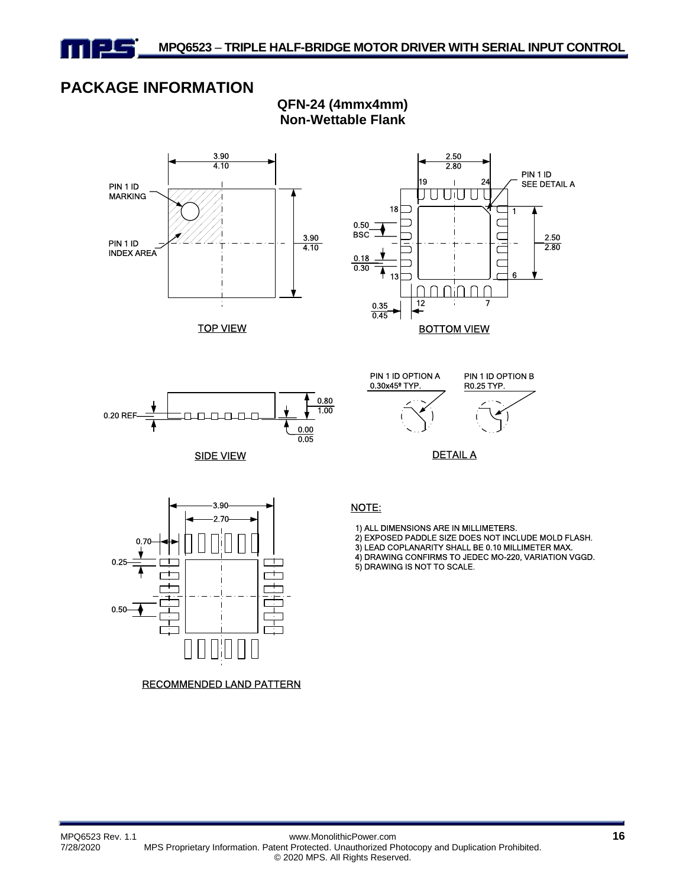# PACKAGE INFORMATION

**QFN-24 (4mmx4mm)**
**Non-Wettable Flank**

TOP VIEW

BOTTOM VIEW

SIDE VIEW

DETAIL A

RECOMMENDED LAND PATTERN

NOTE:

1) ALL DIMENSIONS ARE IN MILLIMETERS.
2) EXPOSED PADDLE SIZE DOES NOT INCLUDE MOLD FLASH.
3) LEAD COPLANARITY SHALL BE 0.10 MILLIMETER MAX.
4) DRAWING CONFIRMS TO JEDEC MO-220, VARIATION VGGD.
5) DRAWING IS NOT TO SCALE.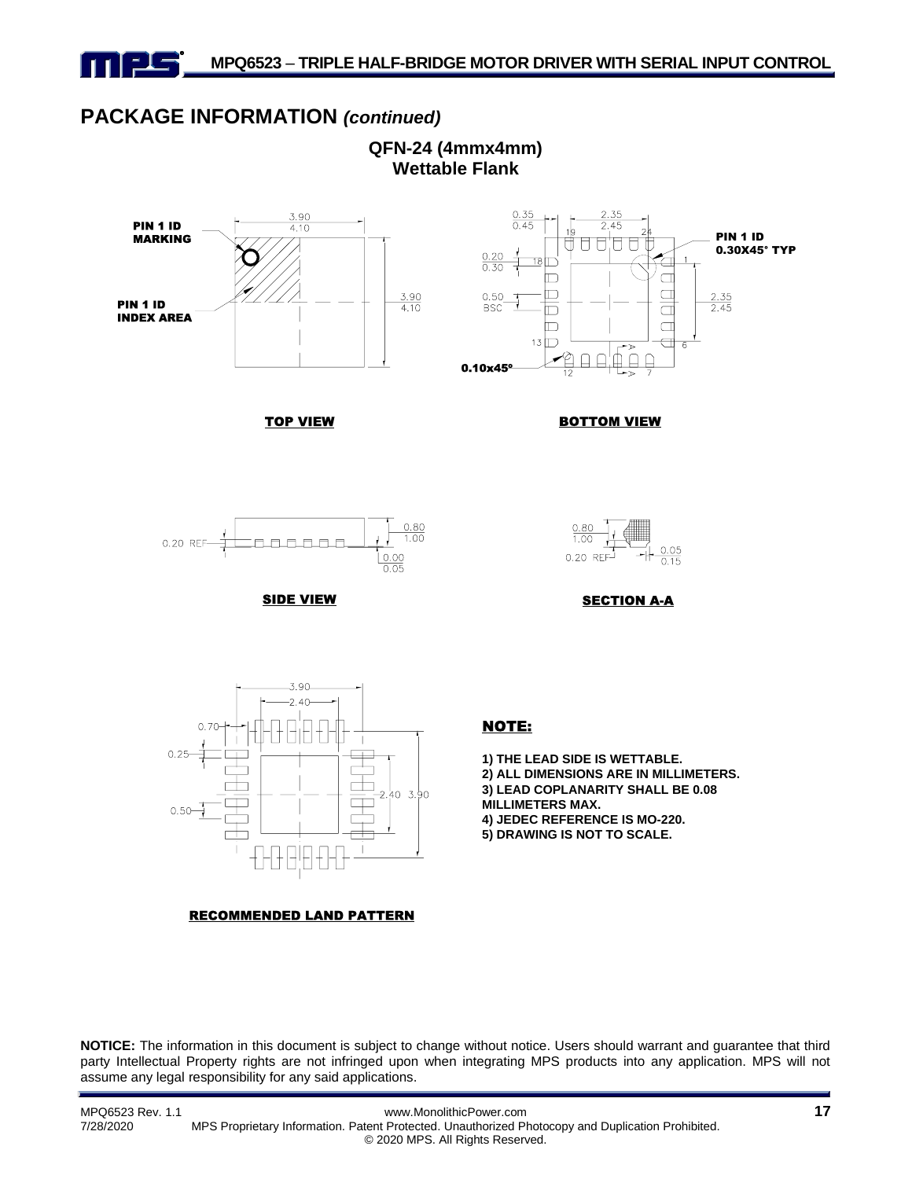## PACKAGE INFORMATION *(continued)*

**QFN-24 (4mmx4mm)**
**Wettable Flank**

PIN 1 ID MARKING

PIN 1 ID INDEX AREA

3.90
4.10

3.90
4.10

TOP VIEW

0.35
0.45

2.35
2.45

19 24

PIN 1 ID
0.30X45° TYP

0.20
0.30

18 1

0.50
BSC

2.35
2.45

13 6

0.10x45°

12 7

BOTTOM VIEW

0.20 REF

0.80
1.00

0.00
0.05

SIDE VIEW

0.80
1.00

0.20 REF

0.05
0.15

SECTION A-A

3.90

2.40

0.70

0.25

0.50

2.40 3.90

RECOMMENDED LAND PATTERN

**NOTE:**

1) THE LEAD SIDE IS WETTABLE.
2) ALL DIMENSIONS ARE IN MILLIMETERS.
3) LEAD COPLANARITY SHALL BE 0.08 MILLIMETERS MAX.
4) JEDEC REFERENCE IS MO-220.
5) DRAWING IS NOT TO SCALE.

**NOTICE:** The information in this document is subject to change without notice. Users should warrant and guarantee that third party Intellectual Property rights are not infringed upon when integrating MPS products into any application. MPS will not assume any legal responsibility for any said applications.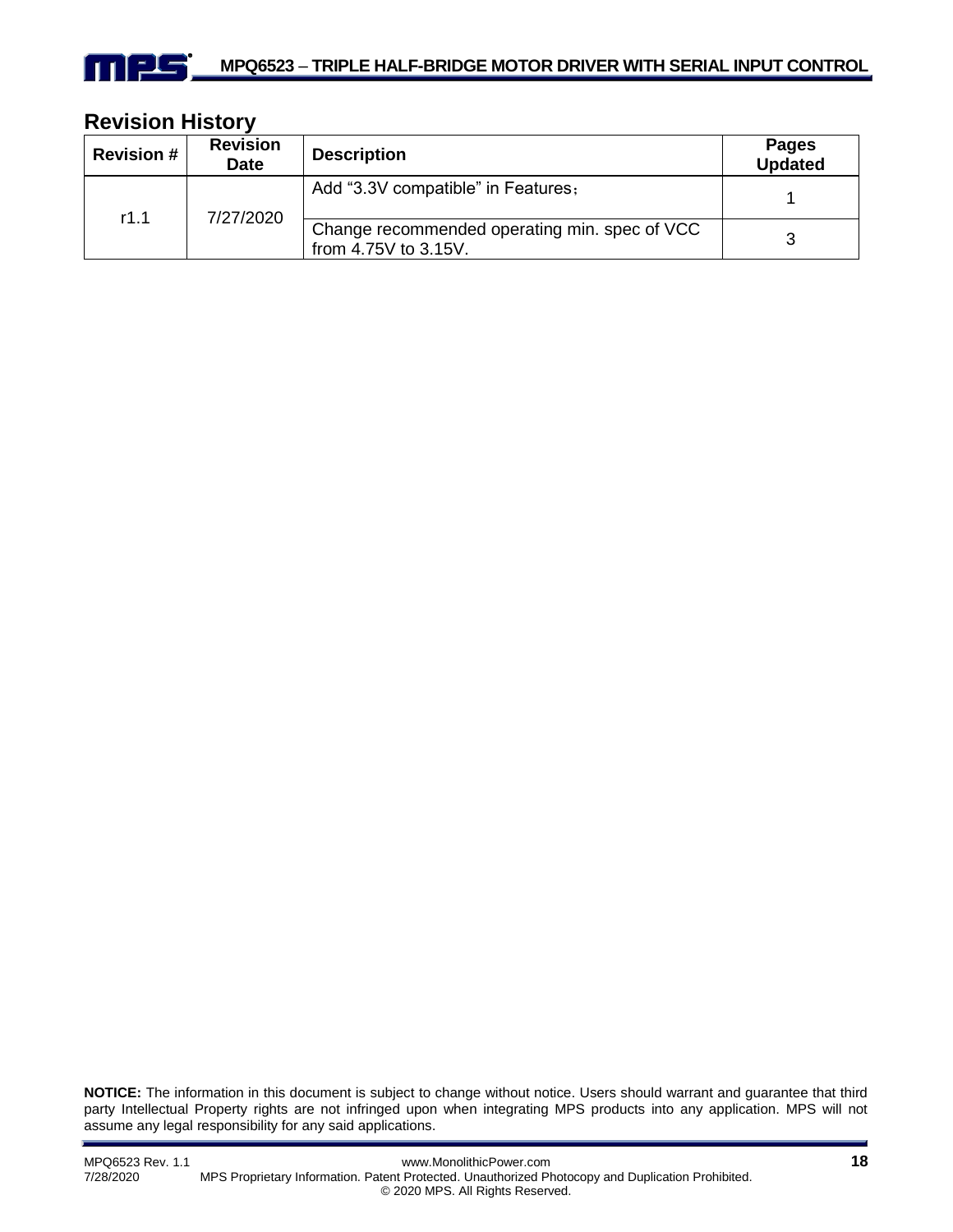## Revision History

| Revision # | Revision Date | Description | Pages Updated |
|---|---|---|---|
| r1.1 | 7/27/2020 | Add “3.3V compatible” in Features； | 1 |
| | | Change recommended operating min. spec of VCC from 4.75V to 3.15V. | 3 |

**NOTICE:** The information in this document is subject to change without notice. Users should warrant and guarantee that third party Intellectual Property rights are not infringed upon when integrating MPS products into any application. MPS will not assume any legal responsibility for any said applications.